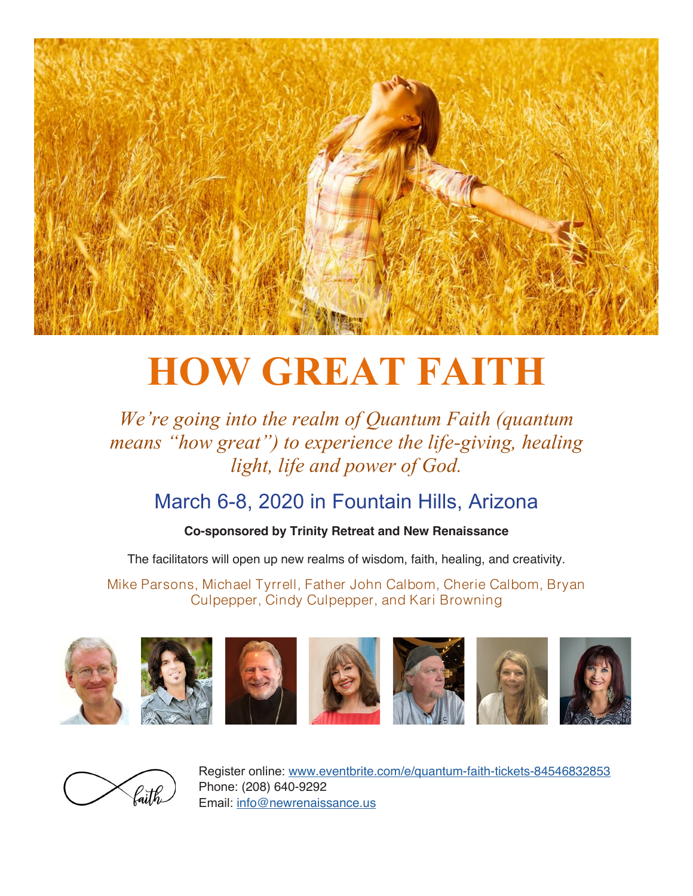# HOW GREAT FAITH

*We're going into the realm of Quantum Faith (quantum means "how great") to experience the life-giving, healing light, life and power of God.*

## March 6-8, 2020 in Fountain Hills, Arizona

**Co-sponsored by Trinity Retreat and New Renaissance**

The facilitators will open up new realms of wisdom, faith, healing, and creativity.

Mike Parsons, Michael Tyrrell, Father John Calbom, Cherie Calbom, Bryan Culpepper, Cindy Culpepper, and Kari Browning

Register online: www.eventbrite.com/e/quantum-faith-tickets-84546832853
Phone: (208) 640-9292
Email: info@newrenaissance.us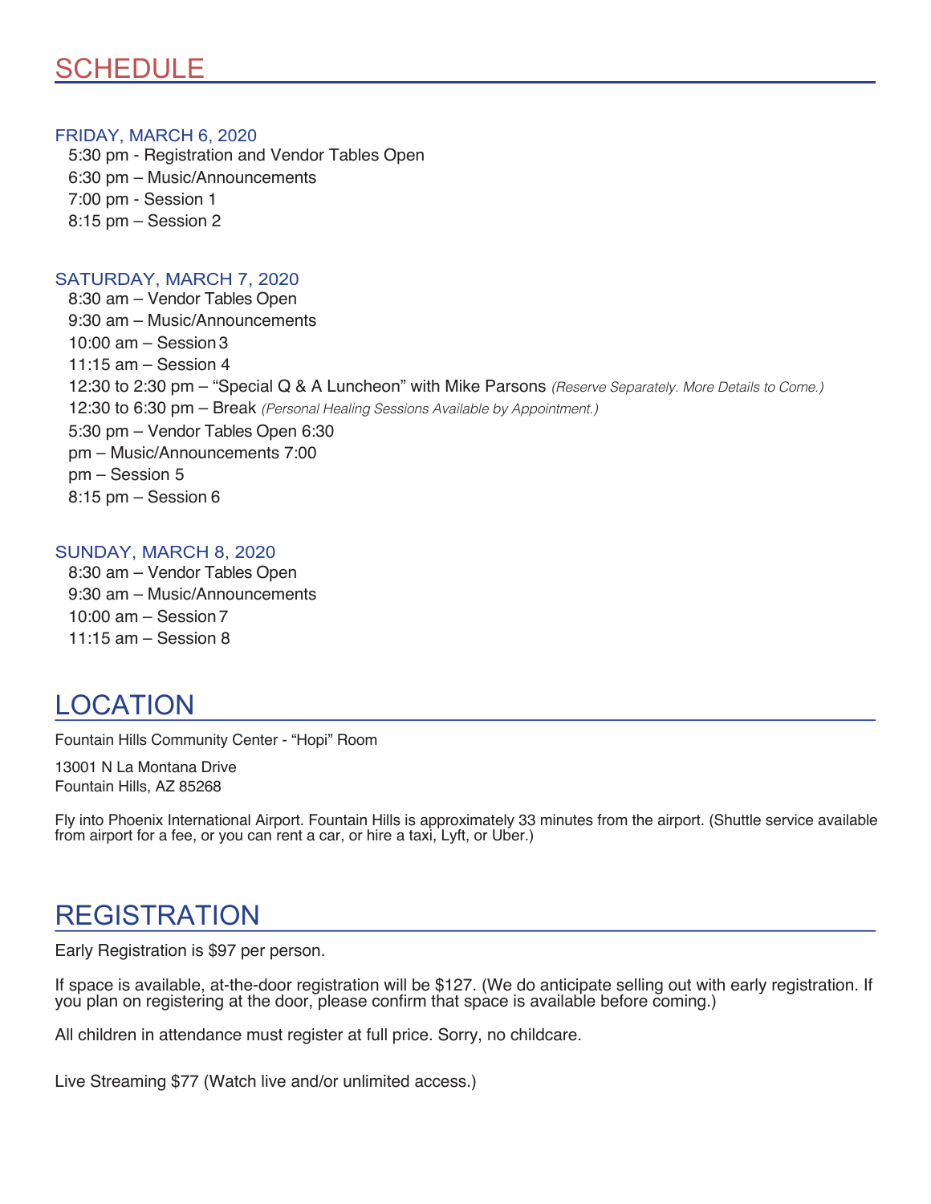## SCHEDULE

### FRIDAY, MARCH 6, 2020

5:30 pm - Registration and Vendor Tables Open
6:30 pm – Music/Announcements
7:00 pm - Session 1
8:15 pm – Session 2

### SATURDAY, MARCH 7, 2020

8:30 am – Vendor Tables Open
9:30 am – Music/Announcements
10:00 am – Session 3
11:15 am – Session 4
12:30 to 2:30 pm – "Special Q & A Luncheon" with Mike Parsons *(Reserve Separately. More Details to Come.)*
12:30 to 6:30 pm – Break *(Personal Healing Sessions Available by Appointment.)*
5:30 pm – Vendor Tables Open 6:30
pm – Music/Announcements 7:00
pm – Session 5
8:15 pm – Session 6

### SUNDAY, MARCH 8, 2020

8:30 am – Vendor Tables Open
9:30 am – Music/Announcements
10:00 am – Session 7
11:15 am – Session 8

## LOCATION

Fountain Hills Community Center - "Hopi" Room

13001 N La Montana Drive
Fountain Hills, AZ 85268

Fly into Phoenix International Airport. Fountain Hills is approximately 33 minutes from the airport. (Shuttle service available from airport for a fee, or you can rent a car, or hire a taxi, Lyft, or Uber.)

## REGISTRATION

Early Registration is $97 per person.

If space is available, at-the-door registration will be $127. (We do anticipate selling out with early registration. If you plan on registering at the door, please confirm that space is available before coming.)

All children in attendance must register at full price. Sorry, no childcare.

Live Streaming $77 (Watch live and/or unlimited access.)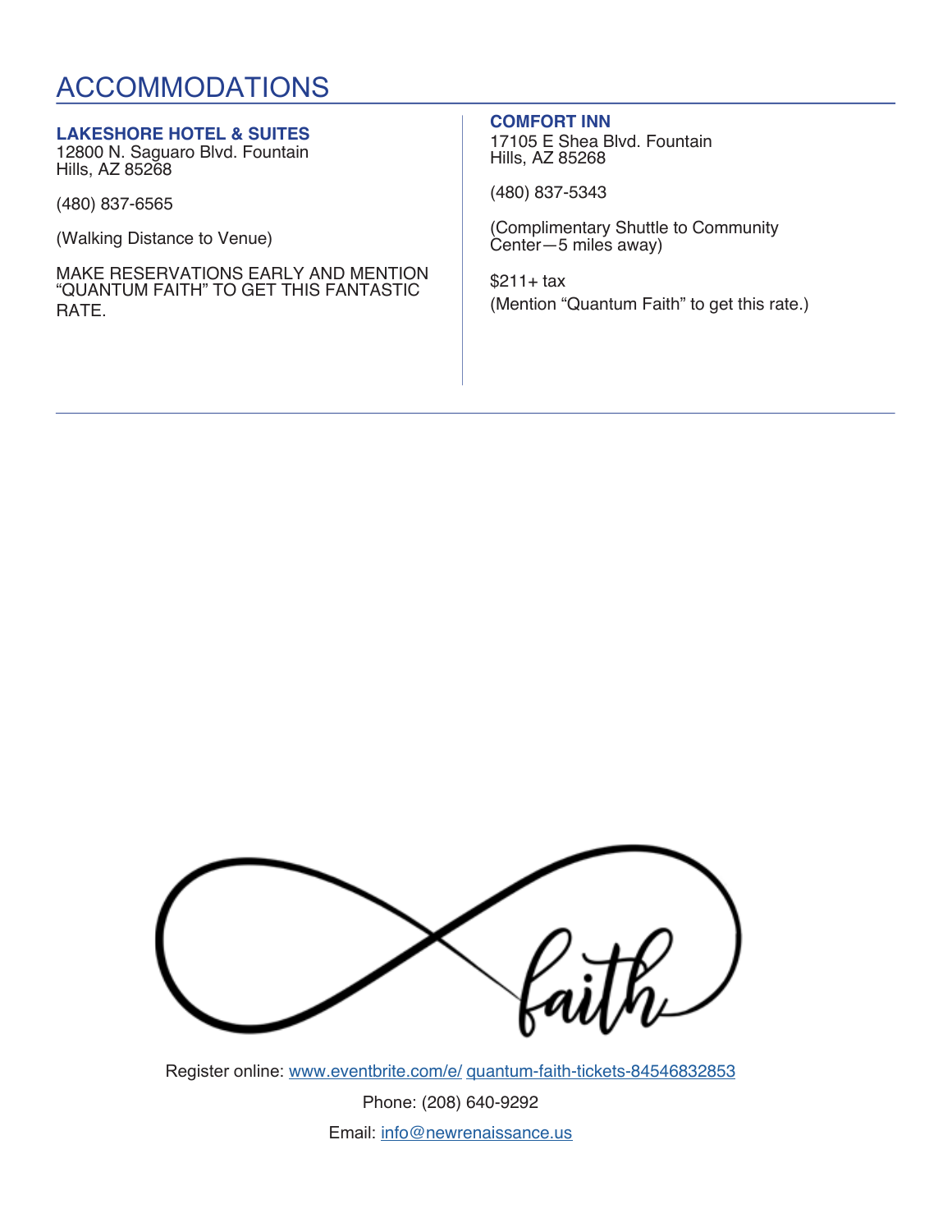# ACCOMMODATIONS

**LAKESHORE HOTEL & SUITES**
12800 N. Saguaro Blvd. Fountain Hills, AZ 85268

(480) 837-6565

(Walking Distance to Venue)

MAKE RESERVATIONS EARLY AND MENTION "QUANTUM FAITH" TO GET THIS FANTASTIC RATE.

**COMFORT INN**
17105 E Shea Blvd. Fountain Hills, AZ 85268

(480) 837-5343

(Complimentary Shuttle to Community Center—5 miles away)

$211+ tax
(Mention "Quantum Faith" to get this rate.)

faith

Register online: [www.eventbrite.com/e/ quantum-faith-tickets-84546832853](www.eventbrite.com/e/quantum-faith-tickets-84546832853)

Phone: (208) 640-9292

Email: [info@newrenaissance.us](mailto:info@newrenaissance.us)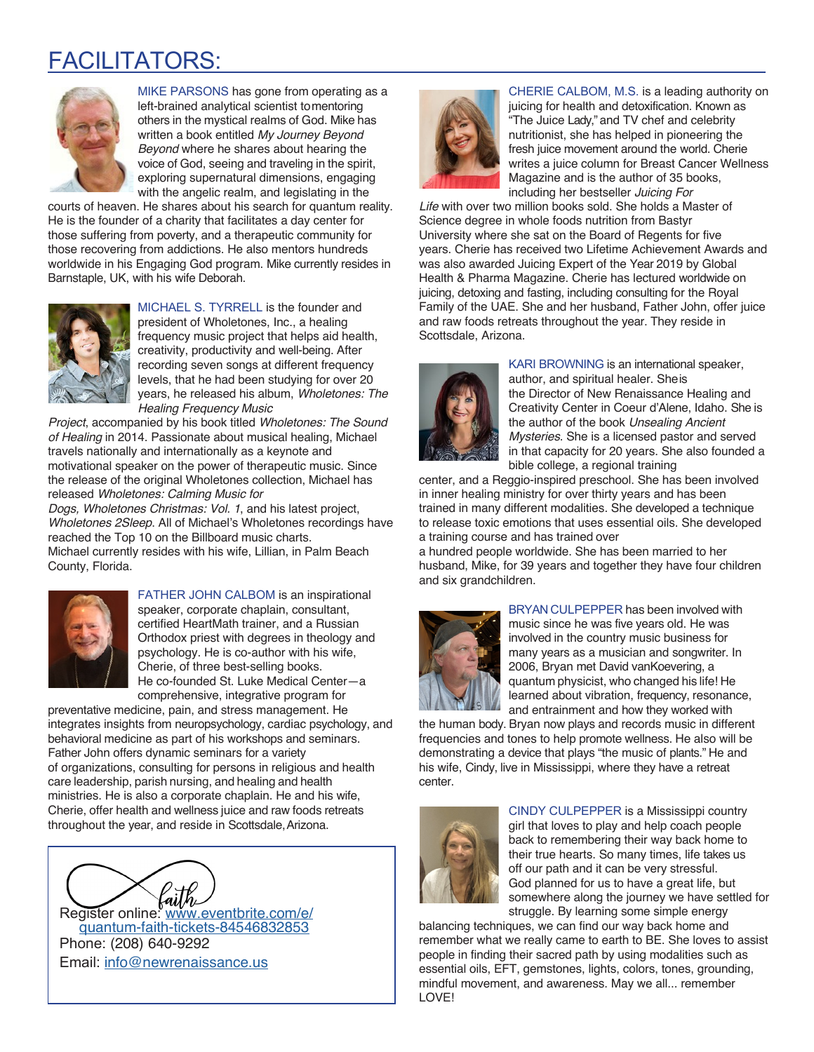# FACILITATORS:

MIKE PARSONS has gone from operating as a left-brained analytical scientist to mentoring others in the mystical realms of God. Mike has written a book entitled *My Journey Beyond Beyond* where he shares about hearing the voice of God, seeing and traveling in the spirit, exploring supernatural dimensions, engaging with the angelic realm, and legislating in the courts of heaven. He shares about his search for quantum reality. He is the founder of a charity that facilitates a day center for those suffering from poverty, and a therapeutic community for those recovering from addictions. He also mentors hundreds worldwide in his Engaging God program. Mike currently resides in Barnstaple, UK, with his wife Deborah.

MICHAEL S. TYRRELL is the founder and president of Wholetones, Inc., a healing frequency music project that helps aid health, creativity, productivity and well-being. After recording seven songs at different frequency levels, that he had been studying for over 20 years, he released his album, *Wholetones: The Healing Frequency Music Project*, accompanied by his book titled *Wholetones: The Sound of Healing* in 2014. Passionate about musical healing, Michael travels nationally and internationally as a keynote and motivational speaker on the power of therapeutic music. Since the release of the original Wholetones collection, Michael has released *Wholetones: Calming Music for Dogs, Wholetones Christmas: Vol. 1*, and his latest project, *Wholetones 2Sleep*. All of Michael's Wholetones recordings have reached the Top 10 on the Billboard music charts. Michael currently resides with his wife, Lillian, in Palm Beach County, Florida.

FATHER JOHN CALBOM is an inspirational speaker, corporate chaplain, consultant, certified HeartMath trainer, and a Russian Orthodox priest with degrees in theology and psychology. He is co-author with his wife, Cherie, of three best-selling books. He co-founded St. Luke Medical Center—a comprehensive, integrative program for preventative medicine, pain, and stress management. He integrates insights from neuropsychology, cardiac psychology, and behavioral medicine as part of his workshops and seminars. Father John offers dynamic seminars for a variety of organizations, consulting for persons in religious and health care leadership, parish nursing, and healing and health ministries. He is also a corporate chaplain. He and his wife, Cherie, offer health and wellness juice and raw foods retreats throughout the year, and reside in Scottsdale, Arizona.

faith

Register online: [www.eventbrite.com/e/quantum-faith-tickets-84546832853](www.eventbrite.com/e/quantum-faith-tickets-84546832853)
Phone: (208) 640-9292
Email: [info@newrenaissance.us](mailto:info@newrenaissance.us)

CHERIE CALBOM, M.S. is a leading authority on juicing for health and detoxification. Known as "The Juice Lady," and TV chef and celebrity nutritionist, she has helped in pioneering the fresh juice movement around the world. Cherie writes a juice column for Breast Cancer Wellness Magazine and is the author of 35 books, including her bestseller *Juicing For Life* with over two million books sold. She holds a Master of Science degree in whole foods nutrition from Bastyr University where she sat on the Board of Regents for five years. Cherie has received two Lifetime Achievement Awards and was also awarded Juicing Expert of the Year 2019 by Global Health & Pharma Magazine. Cherie has lectured worldwide on juicing, detoxing and fasting, including consulting for the Royal Family of the UAE. She and her husband, Father John, offer juice and raw foods retreats throughout the year. They reside in Scottsdale, Arizona.

KARI BROWNING is an international speaker, author, and spiritual healer. She is the Director of New Renaissance Healing and Creativity Center in Coeur d'Alene, Idaho. She is the author of the book *Unsealing Ancient Mysteries*. She is a licensed pastor and served in that capacity for 20 years. She also founded a bible college, a regional training center, and a Reggio-inspired preschool. She has been involved in inner healing ministry for over thirty years and has been trained in many different modalities. She developed a technique to release toxic emotions that uses essential oils. She developed a training course and has trained over a hundred people worldwide. She has been married to her husband, Mike, for 39 years and together they have four children and six grandchildren.

BRYAN CULPEPPER has been involved with music since he was five years old. He was involved in the country music business for many years as a musician and songwriter. In 2006, Bryan met David vanKoevering, a quantum physicist, who changed his life! He learned about vibration, frequency, resonance, and entrainment and how they worked with the human body. Bryan now plays and records music in different frequencies and tones to help promote wellness. He also will be demonstrating a device that plays "the music of plants." He and his wife, Cindy, live in Mississippi, where they have a retreat center.

CINDY CULPEPPER is a Mississippi country girl that loves to play and help coach people back to remembering their way back home to their true hearts. So many times, life takes us off our path and it can be very stressful. God planned for us to have a great life, but somewhere along the journey we have settled for struggle. By learning some simple energy balancing techniques, we can find our way back home and remember what we really came to earth to BE. She loves to assist people in finding their sacred path by using modalities such as essential oils, EFT, gemstones, lights, colors, tones, grounding, mindful movement, and awareness. May we all... remember LOVE!